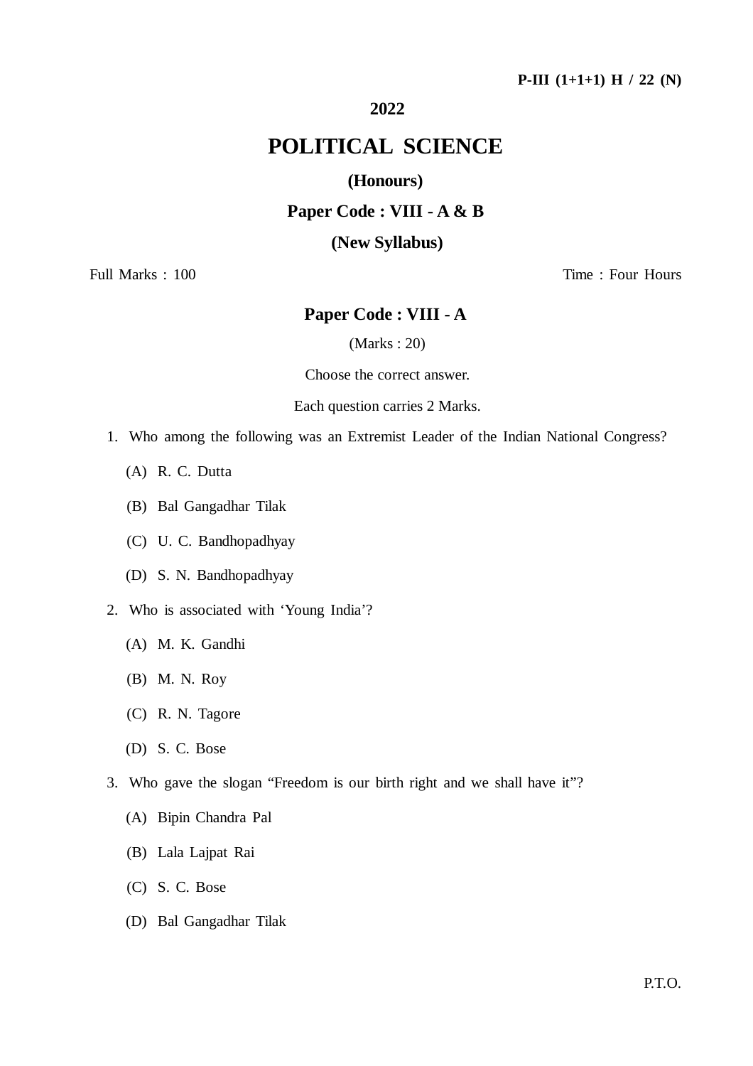P-III (1+1+1) H / 22 (N)

**2022**

# POLITICAL SCIENCE

**(Honours)**

**Paper Code : VIII - A & B**

**(New Syllabus)**

Full Marks : 100 Time : Four Hours

## Paper Code : VIII - A

(Marks : 20)

Choose the correct answer.

Each question carries 2 Marks.

1. Who among the following was an Extremist Leader of the Indian National Congress?
   - (A) R. C. Dutta
   - (B) Bal Gangadhar Tilak
   - (C) U. C. Bandhopadhyay
   - (D) S. N. Bandhopadhyay

2. Who is associated with 'Young India'?
   - (A) M. K. Gandhi
   - (B) M. N. Roy
   - (C) R. N. Tagore
   - (D) S. C. Bose

3. Who gave the slogan "Freedom is our birth right and we shall have it"?
   - (A) Bipin Chandra Pal
   - (B) Lala Lajpat Rai
   - (C) S. C. Bose
   - (D) Bal Gangadhar Tilak

P.T.O.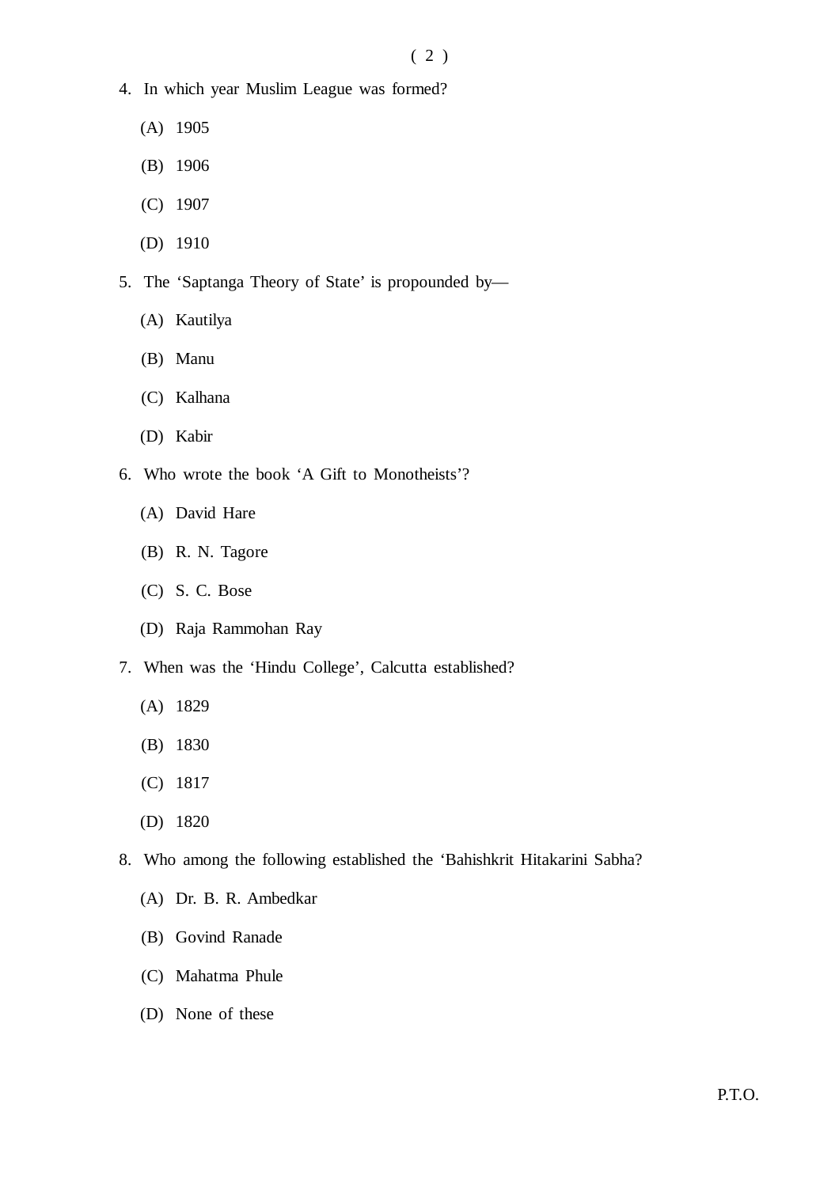4. In which year Muslim League was formed?

   (A) 1905

   (B) 1906

   (C) 1907

   (D) 1910

5. The 'Saptanga Theory of State' is propounded by—

   (A) Kautilya

   (B) Manu

   (C) Kalhana

   (D) Kabir

6. Who wrote the book 'A Gift to Monotheists'?

   (A) David Hare

   (B) R. N. Tagore

   (C) S. C. Bose

   (D) Raja Rammohan Ray

7. When was the 'Hindu College', Calcutta established?

   (A) 1829

   (B) 1830

   (C) 1817

   (D) 1820

8. Who among the following established the 'Bahishkrit Hitakarini Sabha?

   (A) Dr. B. R. Ambedkar

   (B) Govind Ranade

   (C) Mahatma Phule

   (D) None of these

P.T.O.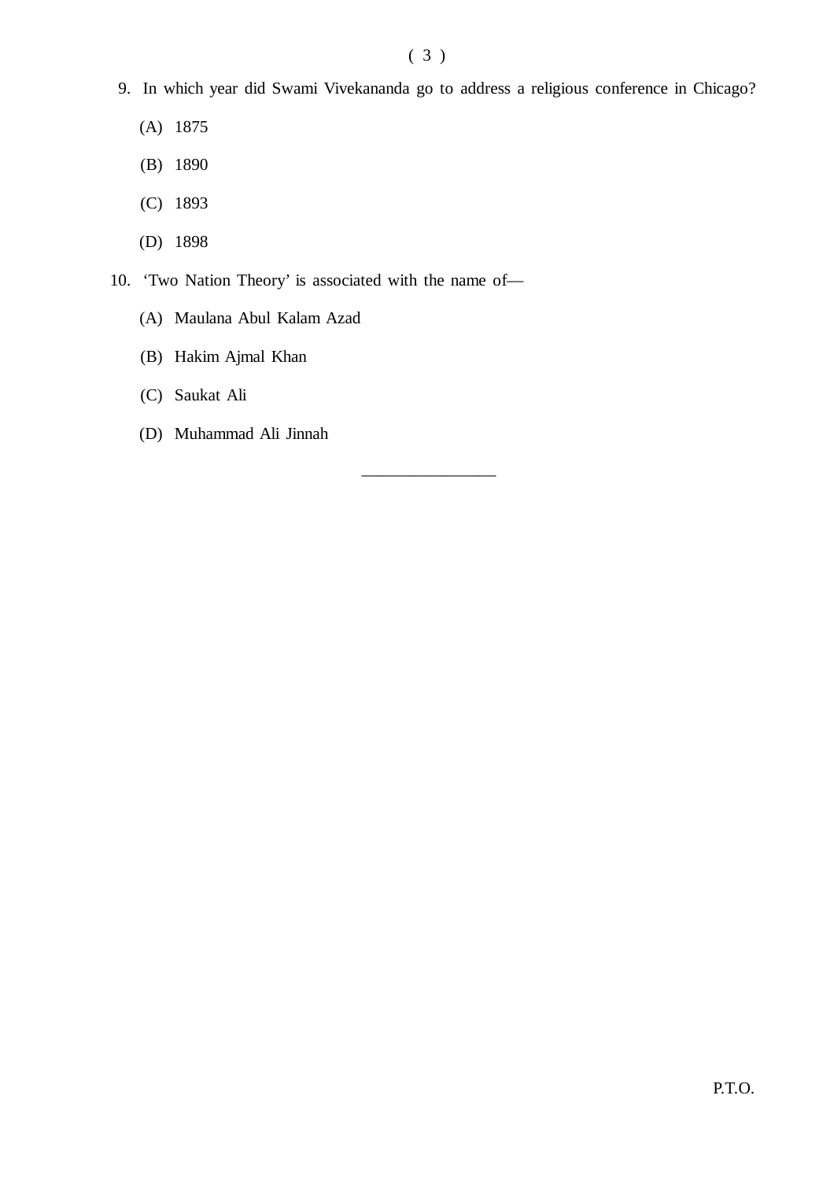9. In which year did Swami Vivekananda go to address a religious conference in Chicago?

 (A) 1875

 (B) 1890

 (C) 1893

 (D) 1898

10. 'Two Nation Theory' is associated with the name of—

 (A) Maulana Abul Kalam Azad

 (B) Hakim Ajmal Khan

 (C) Saukat Ali

 (D) Muhammad Ali Jinnah

---

P.T.O.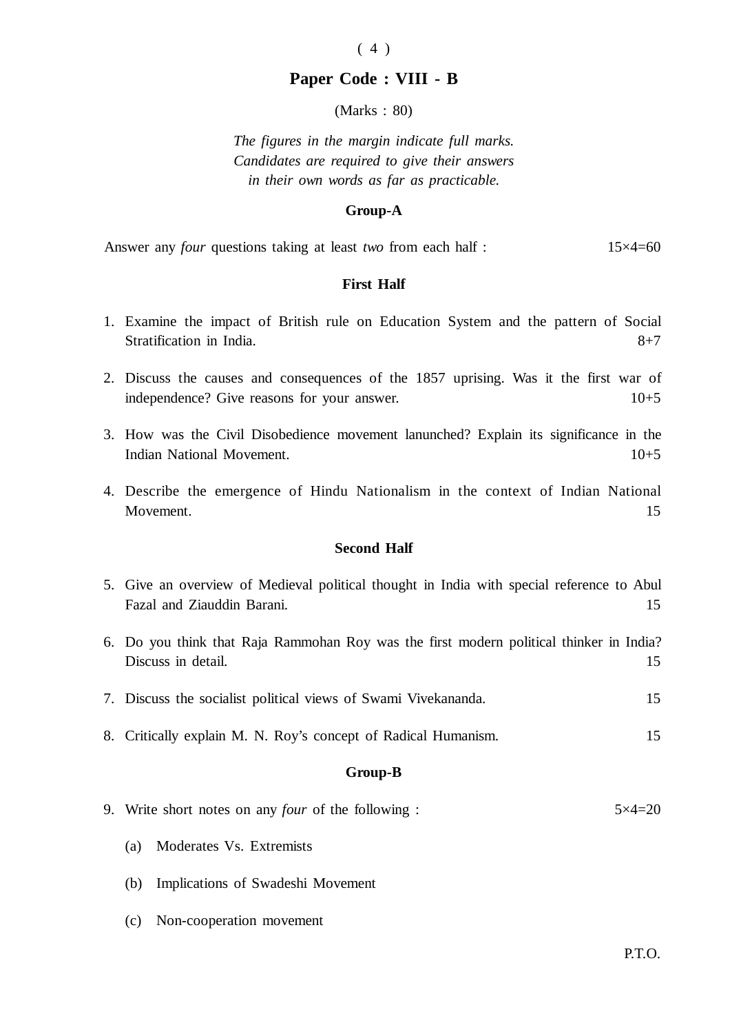# Paper Code : VIII - B

(Marks : 80)

*The figures in the margin indicate full marks. Candidates are required to give their answers in their own words as far as practicable.*

## Group-A

Answer any *four* questions taking at least *two* from each half : 15×4=60

### First Half

1. Examine the impact of British rule on Education System and the pattern of Social Stratification in India. 8+7

2. Discuss the causes and consequences of the 1857 uprising. Was it the first war of independence? Give reasons for your answer. 10+5

3. How was the Civil Disobedience movement lanunched? Explain its significance in the Indian National Movement. 10+5

4. Describe the emergence of Hindu Nationalism in the context of Indian National Movement. 15

### Second Half

5. Give an overview of Medieval political thought in India with special reference to Abul Fazal and Ziauddin Barani. 15

6. Do you think that Raja Rammohan Roy was the first modern political thinker in India? Discuss in detail. 15

7. Discuss the socialist political views of Swami Vivekananda. 15

8. Critically explain M. N. Roy's concept of Radical Humanism. 15

## Group-B

9. Write short notes on any *four* of the following : 5×4=20

   (a) Moderates Vs. Extremists

   (b) Implications of Swadeshi Movement

   (c) Non-cooperation movement

P.T.O.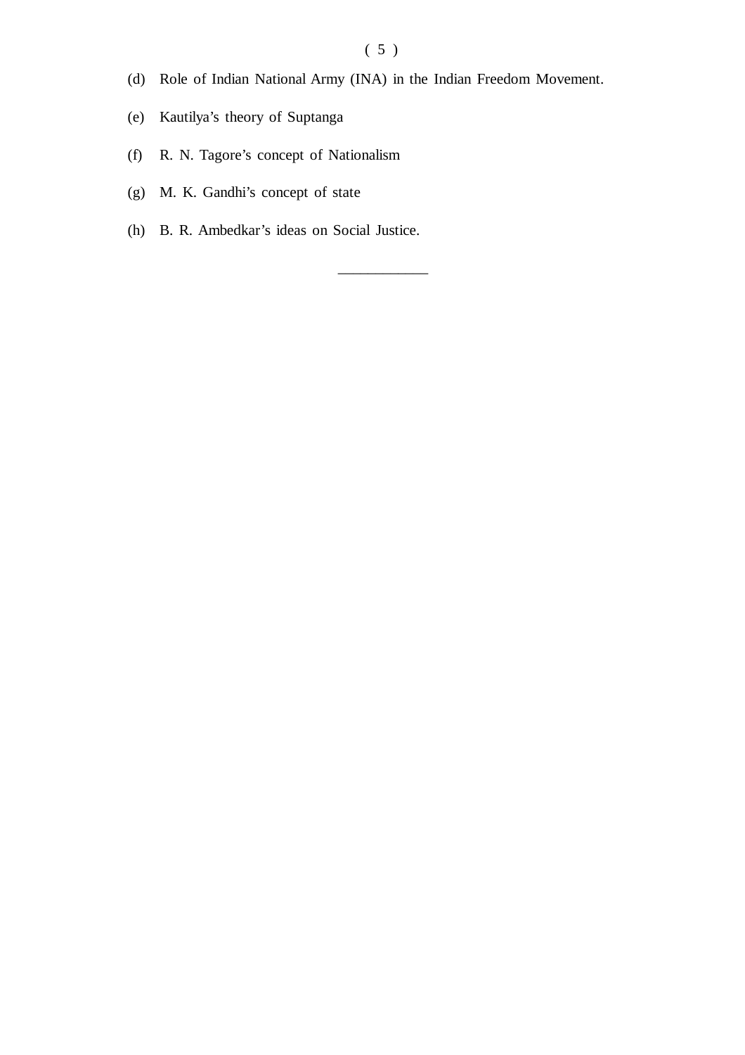(d) Role of Indian National Army (INA) in the Indian Freedom Movement.

(e) Kautilya's theory of Suptanga

(f) R. N. Tagore's concept of Nationalism

(g) M. K. Gandhi's concept of state

(h) B. R. Ambedkar's ideas on Social Justice.

___________